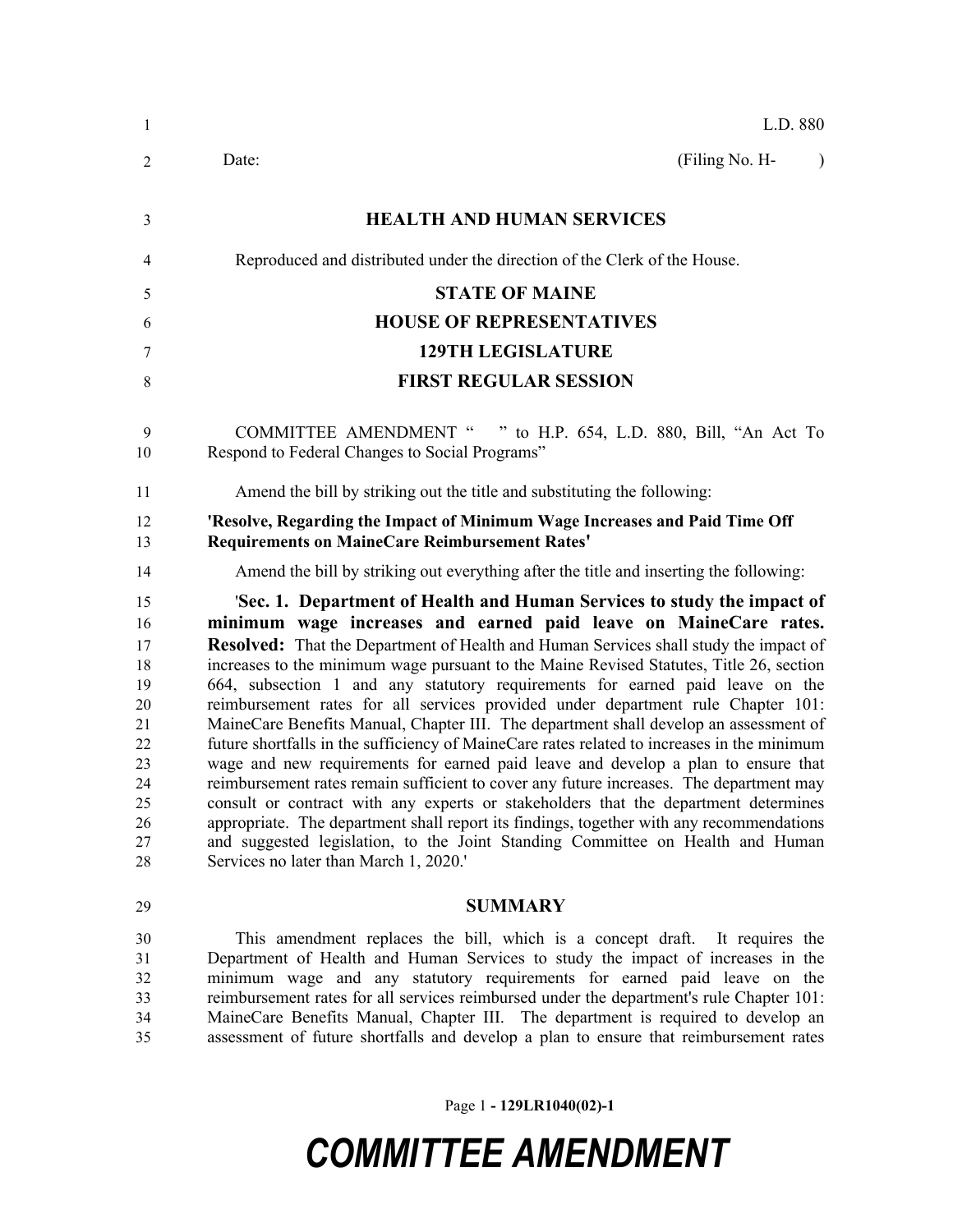L.D. 880

Date: (Filing No. H- )

**HEALTH AND HUMAN SERVICES**

Reproduced and distributed under the direction of the Clerk of the House.

**STATE OF MAINE**

**HOUSE OF REPRESENTATIVES**

**129TH LEGISLATURE**

**FIRST REGULAR SESSION**

COMMITTEE AMENDMENT " " to H.P. 654, L.D. 880, Bill, "An Act To Respond to Federal Changes to Social Programs"

Amend the bill by striking out the title and substituting the following:

**'Resolve, Regarding the Impact of Minimum Wage Increases and Paid Time Off Requirements on MaineCare Reimbursement Rates'**

Amend the bill by striking out everything after the title and inserting the following:

'**Sec. 1. Department of Health and Human Services to study the impact of minimum wage increases and earned paid leave on MaineCare rates. Resolved:** That the Department of Health and Human Services shall study the impact of increases to the minimum wage pursuant to the Maine Revised Statutes, Title 26, section 664, subsection 1 and any statutory requirements for earned paid leave on the reimbursement rates for all services provided under department rule Chapter 101: MaineCare Benefits Manual, Chapter III. The department shall develop an assessment of future shortfalls in the sufficiency of MaineCare rates related to increases in the minimum wage and new requirements for earned paid leave and develop a plan to ensure that reimbursement rates remain sufficient to cover any future increases. The department may consult or contract with any experts or stakeholders that the department determines appropriate. The department shall report its findings, together with any recommendations and suggested legislation, to the Joint Standing Committee on Health and Human Services no later than March 1, 2020.'

**SUMMARY**

This amendment replaces the bill, which is a concept draft. It requires the Department of Health and Human Services to study the impact of increases in the minimum wage and any statutory requirements for earned paid leave on the reimbursement rates for all services reimbursed under the department's rule Chapter 101: MaineCare Benefits Manual, Chapter III. The department is required to develop an assessment of future shortfalls and develop a plan to ensure that reimbursement rates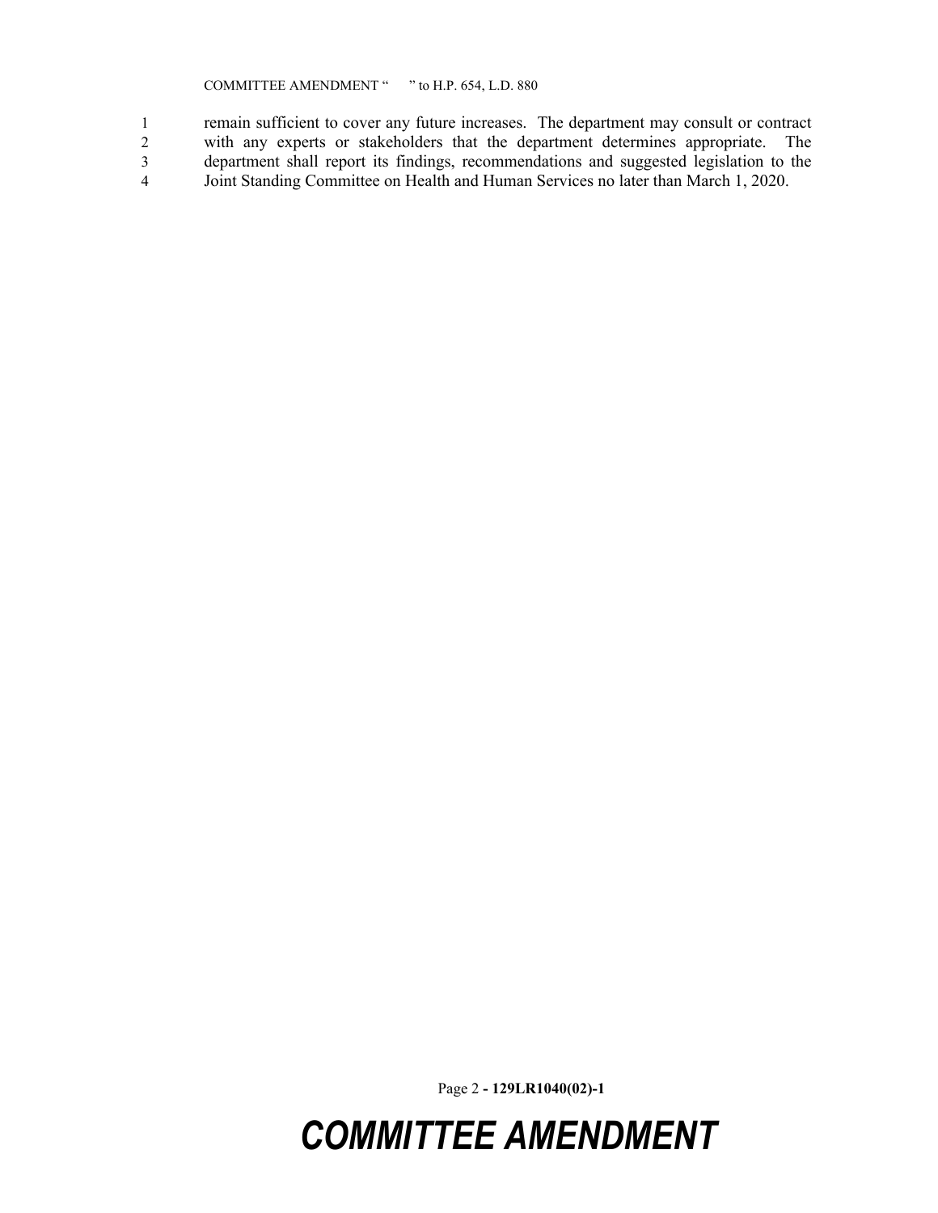remain sufficient to cover any future increases. The department may consult or contract with any experts or stakeholders that the department determines appropriate. The department shall report its findings, recommendations and suggested legislation to the Joint Standing Committee on Health and Human Services no later than March 1, 2020.